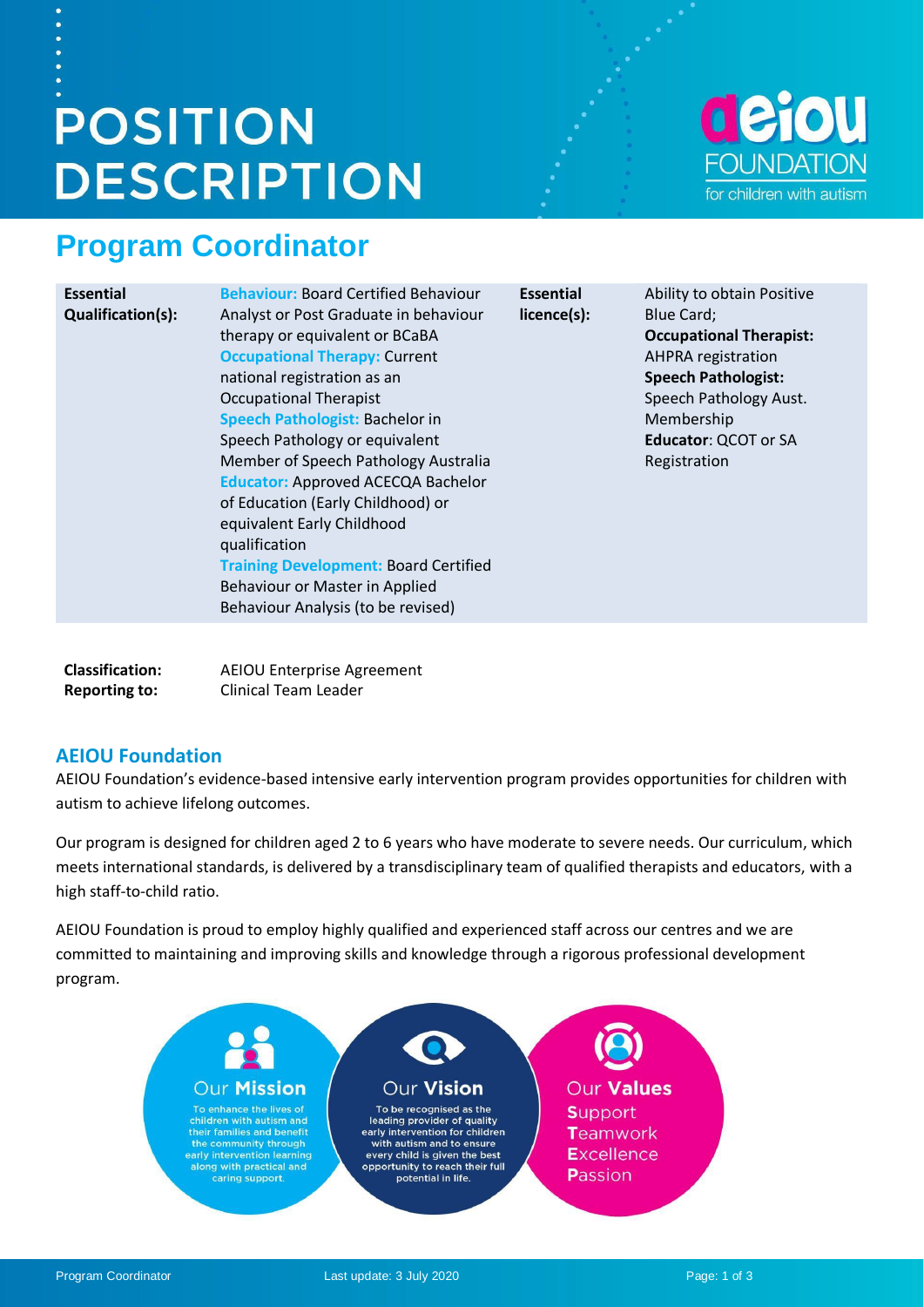# POSITION DESCRIPTION

## Program Coordinator

| **Essential Qualification(s):** | **Behaviour:** Board Certified Behaviour Analyst or Post Graduate in behaviour therapy or equivalent or BCaBA<br>**Occupational Therapy:** Current national registration as an Occupational Therapist<br>**Speech Pathologist:** Bachelor in Speech Pathology or equivalent Member of Speech Pathology Australia<br>**Educator:** Approved ACECQA Bachelor of Education (Early Childhood) or equivalent Early Childhood qualification<br>**Training Development:** Board Certified Behaviour or Master in Applied Behaviour Analysis (to be revised) | **Essential licence(s):** | Ability to obtain Positive Blue Card;<br>**Occupational Therapist:** AHPRA registration<br>**Speech Pathologist:** Speech Pathology Aust. Membership<br>**Educator**: QCOT or SA Registration |
|---|---|---|---|

**Classification:** AEIOU Enterprise Agreement
**Reporting to:** Clinical Team Leader

### AEIOU Foundation

AEIOU Foundation's evidence-based intensive early intervention program provides opportunities for children with autism to achieve lifelong outcomes.

Our program is designed for children aged 2 to 6 years who have moderate to severe needs. Our curriculum, which meets international standards, is delivered by a transdisciplinary team of qualified therapists and educators, with a high staff-to-child ratio.

AEIOU Foundation is proud to employ highly qualified and experienced staff across our centres and we are committed to maintaining and improving skills and knowledge through a rigorous professional development program.

**Our Mission**
To enhance the lives of children with autism and their families and benefit the community through early intervention learning along with practical and caring support.

**Our Vision**
To be recognised as the leading provider of quality early intervention for children with autism and to ensure every child is given the best opportunity to reach their full potential in life.

**Our Values**
**S**upport
**T**eamwork
**E**xcellence
**P**assion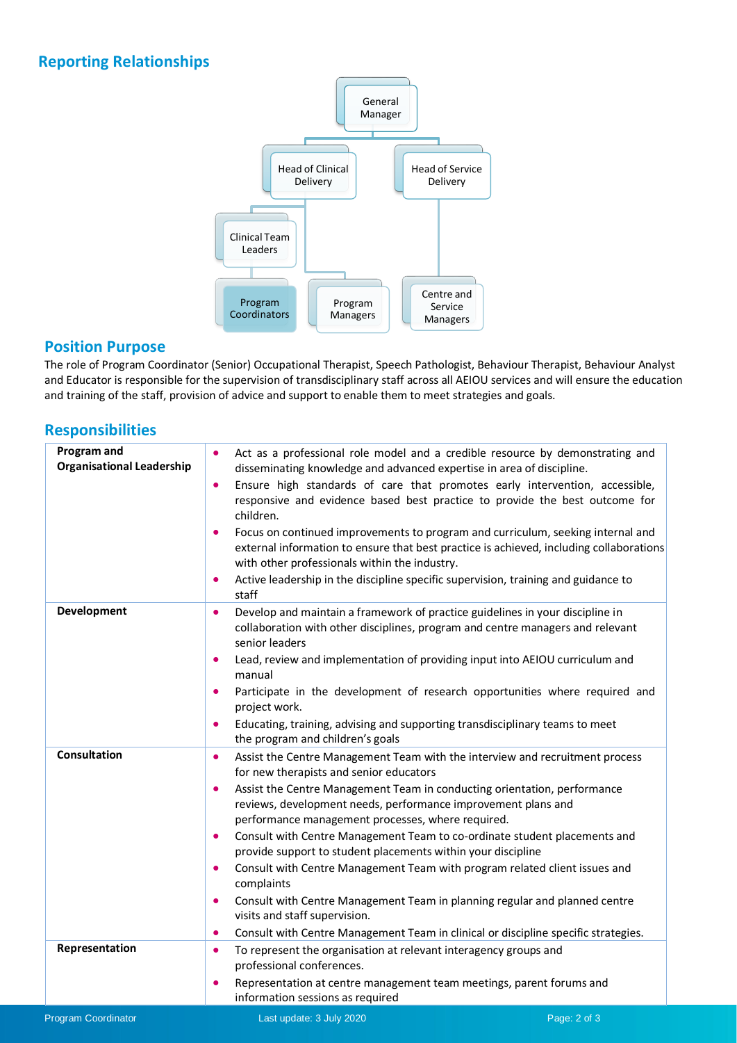## Reporting Relationships

- General Manager
  - Head of Clinical Delivery
    - Clinical Team Leaders
      - **Program Coordinators**
    - Program Managers
  - Head of Service Delivery
    - Centre and Service Managers

## Position Purpose

The role of Program Coordinator (Senior) Occupational Therapist, Speech Pathologist, Behaviour Therapist, Behaviour Analyst and Educator is responsible for the supervision of transdisciplinary staff across all AEIOU services and will ensure the education and training of the staff, provision of advice and support to enable them to meet strategies and goals.

## Responsibilities

| | |
|---|---|
| **Program and Organisational Leadership** | • Act as a professional role model and a credible resource by demonstrating and disseminating knowledge and advanced expertise in area of discipline.<br>• Ensure high standards of care that promotes early intervention, accessible, responsive and evidence based best practice to provide the best outcome for children.<br>• Focus on continued improvements to program and curriculum, seeking internal and external information to ensure that best practice is achieved, including collaborations with other professionals within the industry.<br>• Active leadership in the discipline specific supervision, training and guidance to staff |
| **Development** | • Develop and maintain a framework of practice guidelines in your discipline in collaboration with other disciplines, program and centre managers and relevant senior leaders<br>• Lead, review and implementation of providing input into AEIOU curriculum and manual<br>• Participate in the development of research opportunities where required and project work.<br>• Educating, training, advising and supporting transdisciplinary teams to meet the program and children's goals |
| **Consultation** | • Assist the Centre Management Team with the interview and recruitment process for new therapists and senior educators<br>• Assist the Centre Management Team in conducting orientation, performance reviews, development needs, performance improvement plans and performance management processes, where required.<br>• Consult with Centre Management Team to co-ordinate student placements and provide support to student placements within your discipline<br>• Consult with Centre Management Team with program related client issues and complaints<br>• Consult with Centre Management Team in planning regular and planned centre visits and staff supervision.<br>• Consult with Centre Management Team in clinical or discipline specific strategies. |
| **Representation** | • To represent the organisation at relevant interagency groups and professional conferences.<br>• Representation at centre management team meetings, parent forums and information sessions as required |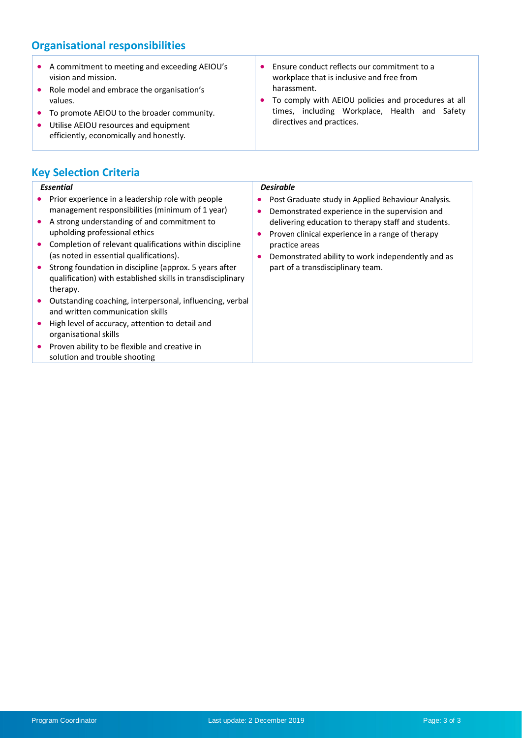## Organisational responsibilities

- A commitment to meeting and exceeding AEIOU's vision and mission.
- Role model and embrace the organisation's values.
- To promote AEIOU to the broader community.
- Utilise AEIOU resources and equipment efficiently, economically and honestly.
- Ensure conduct reflects our commitment to a workplace that is inclusive and free from harassment.
- To comply with AEIOU policies and procedures at all times, including Workplace, Health and Safety directives and practices.

## Key Selection Criteria

***Essential***

- Prior experience in a leadership role with people management responsibilities (minimum of 1 year)
- A strong understanding of and commitment to upholding professional ethics
- Completion of relevant qualifications within discipline (as noted in essential qualifications).
- Strong foundation in discipline (approx. 5 years after qualification) with established skills in transdisciplinary therapy.
- Outstanding coaching, interpersonal, influencing, verbal and written communication skills
- High level of accuracy, attention to detail and organisational skills
- Proven ability to be flexible and creative in solution and trouble shooting

***Desirable***

- Post Graduate study in Applied Behaviour Analysis.
- Demonstrated experience in the supervision and delivering education to therapy staff and students.
- Proven clinical experience in a range of therapy practice areas
- Demonstrated ability to work independently and as part of a transdisciplinary team.